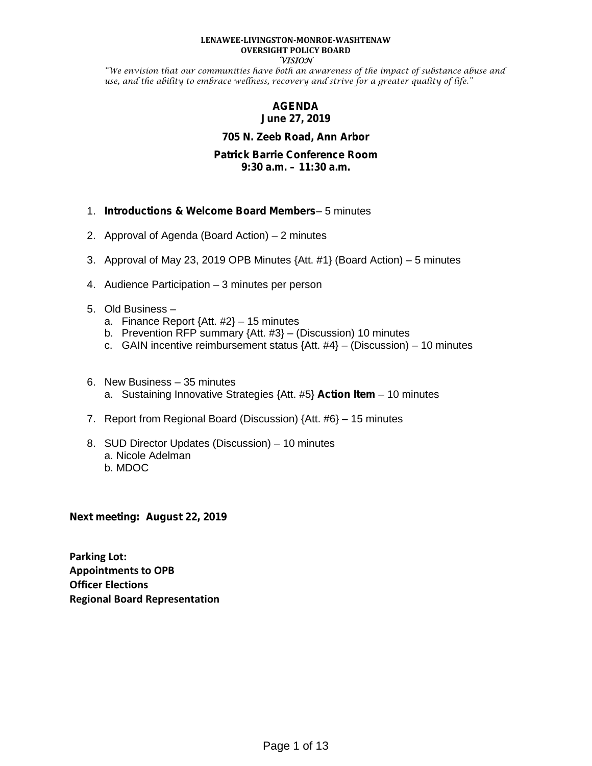**LENAWEE-LIVINGSTON-MONROE-WASHTENAW**
**OVERSIGHT POLICY BOARD**
*VISION*

*"We envision that our communities have both an awareness of the impact of substance abuse and use, and the ability to embrace wellness, recovery and strive for a greater quality of life."*

# AGENDA
**June 27, 2019**

**705 N. Zeeb Road, Ann Arbor**

**Patrick Barrie Conference Room**
**9:30 a.m. – 11:30 a.m.**

1. **Introductions & Welcome Board Members**– 5 minutes
2. Approval of Agenda (Board Action) – 2 minutes
3. Approval of May 23, 2019 OPB Minutes {Att. #1} (Board Action) – 5 minutes
4. Audience Participation – 3 minutes per person
5. Old Business –
   a. Finance Report {Att. #2} – 15 minutes
   b. Prevention RFP summary {Att. #3} – (Discussion) 10 minutes
   c. GAIN incentive reimbursement status {Att. #4} – (Discussion) – 10 minutes
6. New Business – 35 minutes
   a. Sustaining Innovative Strategies {Att. #5} **Action Item** – 10 minutes
7. Report from Regional Board (Discussion) {Att. #6} – 15 minutes
8. SUD Director Updates (Discussion) – 10 minutes
   a. Nicole Adelman
   b. MDOC

**Next meeting: August 22, 2019**

**Parking Lot:**
**Appointments to OPB**
**Officer Elections**
**Regional Board Representation**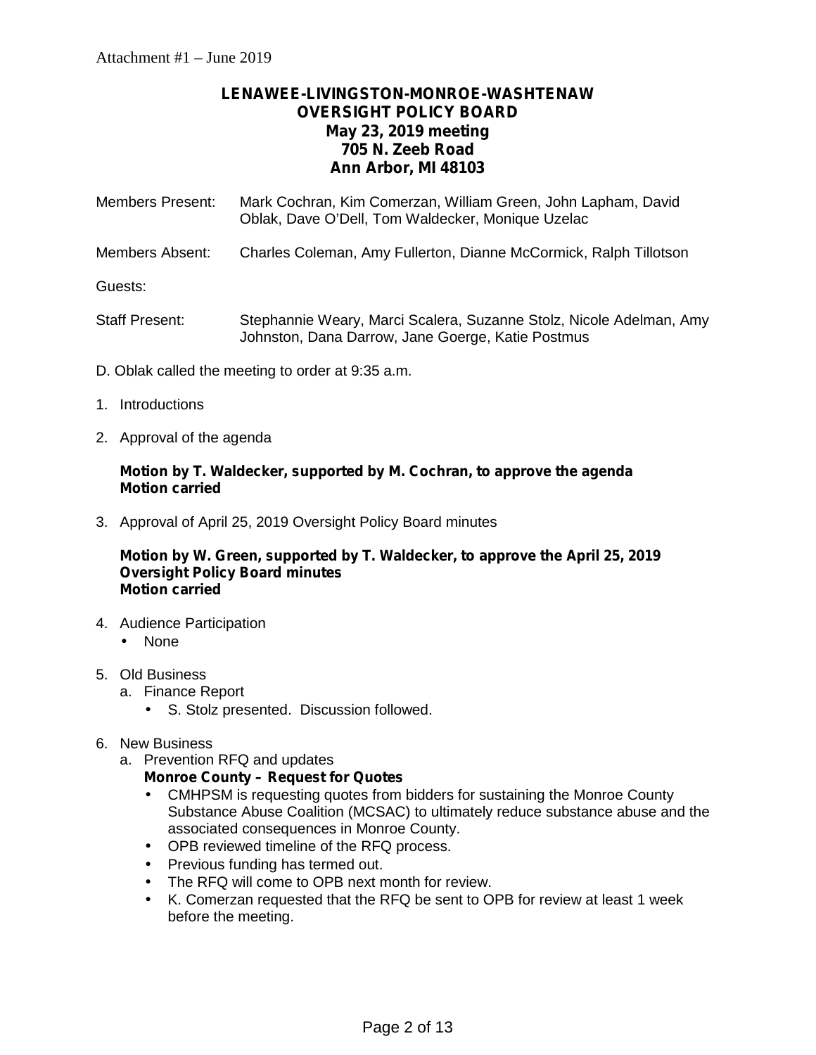Attachment #1 – June 2019

**LENAWEE-LIVINGSTON-MONROE-WASHTENAW**
**OVERSIGHT POLICY BOARD**
**May 23, 2019 meeting**
**705 N. Zeeb Road**
**Ann Arbor, MI 48103**

Members Present: Mark Cochran, Kim Comerzan, William Green, John Lapham, David Oblak, Dave O'Dell, Tom Waldecker, Monique Uzelac

Members Absent: Charles Coleman, Amy Fullerton, Dianne McCormick, Ralph Tillotson

Guests:

Staff Present: Stephannie Weary, Marci Scalera, Suzanne Stolz, Nicole Adelman, Amy Johnston, Dana Darrow, Jane Goerge, Katie Postmus

D. Oblak called the meeting to order at 9:35 a.m.

1. Introductions

2. Approval of the agenda

   **Motion by T. Waldecker, supported by M. Cochran, to approve the agenda**
   **Motion carried**

3. Approval of April 25, 2019 Oversight Policy Board minutes

   **Motion by W. Green, supported by T. Waldecker, to approve the April 25, 2019 Oversight Policy Board minutes**
   **Motion carried**

4. Audience Participation
   - None

5. Old Business
   a. Finance Report
      - S. Stolz presented. Discussion followed.

6. New Business
   a. Prevention RFQ and updates

      **Monroe County – Request for Quotes**
      - CMHPSM is requesting quotes from bidders for sustaining the Monroe County Substance Abuse Coalition (MCSAC) to ultimately reduce substance abuse and the associated consequences in Monroe County.
      - OPB reviewed timeline of the RFQ process.
      - Previous funding has termed out.
      - The RFQ will come to OPB next month for review.
      - K. Comerzan requested that the RFQ be sent to OPB for review at least 1 week before the meeting.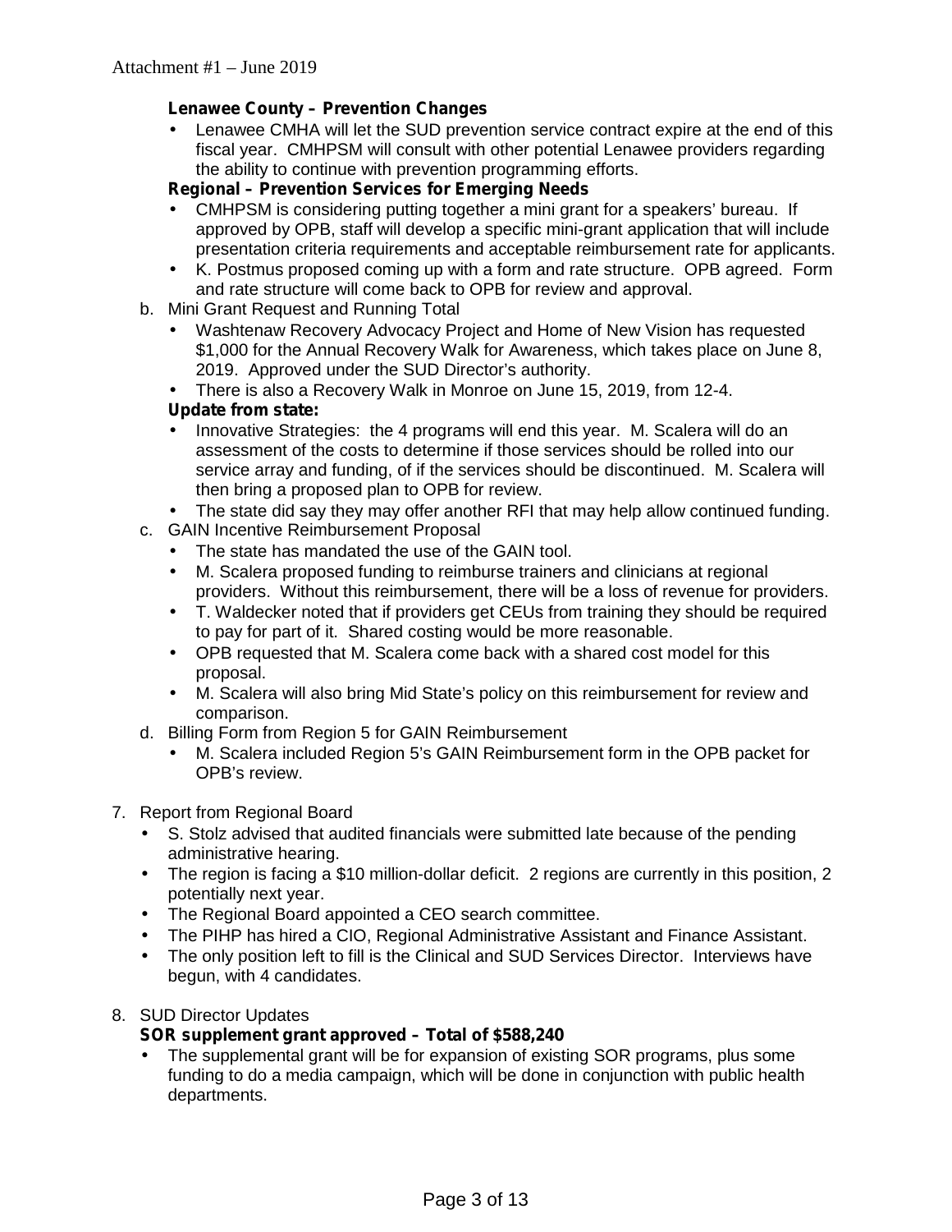Attachment #1 – June 2019

**Lenawee County – Prevention Changes**

- Lenawee CMHA will let the SUD prevention service contract expire at the end of this fiscal year. CMHPSM will consult with other potential Lenawee providers regarding the ability to continue with prevention programming efforts.

**Regional – Prevention Services for Emerging Needs**

- CMHPSM is considering putting together a mini grant for a speakers' bureau. If approved by OPB, staff will develop a specific mini-grant application that will include presentation criteria requirements and acceptable reimbursement rate for applicants.
- K. Postmus proposed coming up with a form and rate structure. OPB agreed. Form and rate structure will come back to OPB for review and approval.

b. Mini Grant Request and Running Total

- Washtenaw Recovery Advocacy Project and Home of New Vision has requested $1,000 for the Annual Recovery Walk for Awareness, which takes place on June 8, 2019. Approved under the SUD Director's authority.
- There is also a Recovery Walk in Monroe on June 15, 2019, from 12-4.

**Update from state:**

- Innovative Strategies: the 4 programs will end this year. M. Scalera will do an assessment of the costs to determine if those services should be rolled into our service array and funding, of if the services should be discontinued. M. Scalera will then bring a proposed plan to OPB for review.
- The state did say they may offer another RFI that may help allow continued funding.

c. GAIN Incentive Reimbursement Proposal

- The state has mandated the use of the GAIN tool.
- M. Scalera proposed funding to reimburse trainers and clinicians at regional providers. Without this reimbursement, there will be a loss of revenue for providers.
- T. Waldecker noted that if providers get CEUs from training they should be required to pay for part of it. Shared costing would be more reasonable.
- OPB requested that M. Scalera come back with a shared cost model for this proposal.
- M. Scalera will also bring Mid State's policy on this reimbursement for review and comparison.

d. Billing Form from Region 5 for GAIN Reimbursement

- M. Scalera included Region 5's GAIN Reimbursement form in the OPB packet for OPB's review.

7. Report from Regional Board

- S. Stolz advised that audited financials were submitted late because of the pending administrative hearing.
- The region is facing a $10 million-dollar deficit. 2 regions are currently in this position, 2 potentially next year.
- The Regional Board appointed a CEO search committee.
- The PIHP has hired a CIO, Regional Administrative Assistant and Finance Assistant.
- The only position left to fill is the Clinical and SUD Services Director. Interviews have begun, with 4 candidates.

8. SUD Director Updates

**SOR supplement grant approved – Total of $588,240**

- The supplemental grant will be for expansion of existing SOR programs, plus some funding to do a media campaign, which will be done in conjunction with public health departments.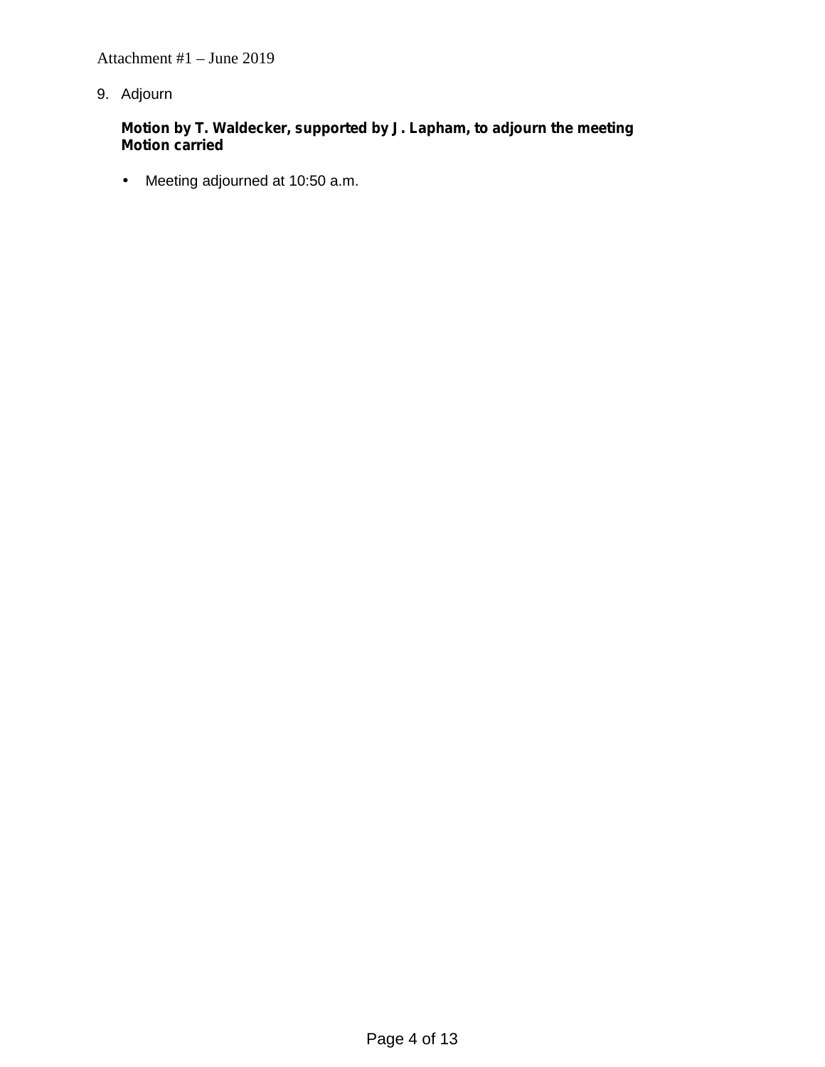9. Adjourn

   **Motion by T. Waldecker, supported by J. Lapham, to adjourn the meeting**
   **Motion carried**

   - Meeting adjourned at 10:50 a.m.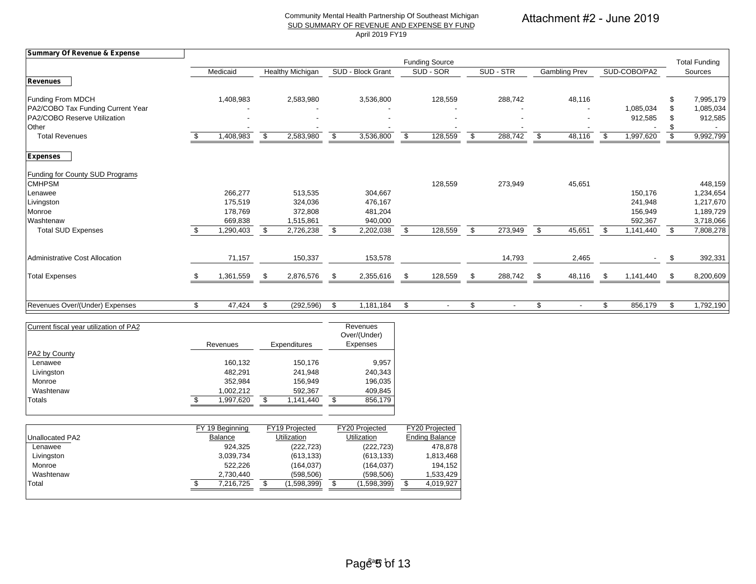Community Mental Health Partnership Of Southeast Michigan

SUD SUMMARY OF REVENUE AND EXPENSE BY FUND

April 2019 FY19

Attachment #2 - June 2019

**Summary Of Revenue & Expense**

| | Funding Source | | | | | | | Total Funding |
|---|---|---|---|---|---|---|---|---|
| | Medicaid | Healthy Michigan | SUD - Block Grant | SUD - SOR | SUD - STR | Gambling Prev | SUD-COBO/PA2 | Sources |
| **Revenues** | | | | | | | | |
| Funding From MDCH | 1,408,983 | 2,583,980 | 3,536,800 | 128,559 | 288,742 | 48,116 | | $ 7,995,179 |
| PA2/COBO Tax Funding Current Year | - | - | - | - | - | - | 1,085,034 | $ 1,085,034 |
| PA2/COBO Reserve Utilization | - | - | - | - | - | - | 912,585 | $ 912,585 |
| Other | - | - | - | - | - | - | - | $ - |
| Total Revenues | $ 1,408,983 | $ 2,583,980 | $ 3,536,800 | $ 128,559 | $ 288,742 | $ 48,116 | $ 1,997,620 | $ 9,992,799 |
| **Expenses** | | | | | | | | |
| Funding for County SUD Programs | | | | | | | | |
| CMHPSM | | | | 128,559 | 273,949 | 45,651 | | 448,159 |
| Lenawee | 266,277 | 513,535 | 304,667 | | | | 150,176 | 1,234,654 |
| Livingston | 175,519 | 324,036 | 476,167 | | | | 241,948 | 1,217,670 |
| Monroe | 178,769 | 372,808 | 481,204 | | | | 156,949 | 1,189,729 |
| Washtenaw | 669,838 | 1,515,861 | 940,000 | | | | 592,367 | 3,718,066 |
| Total SUD Expenses | $ 1,290,403 | $ 2,726,238 | $ 2,202,038 | $ 128,559 | $ 273,949 | $ 45,651 | $ 1,141,440 | $ 7,808,278 |
| Administrative Cost Allocation | 71,157 | 150,337 | 153,578 | | 14,793 | 2,465 | - | $ 392,331 |
| Total Expenses | $ 1,361,559 | $ 2,876,576 | $ 2,355,616 | $ 128,559 | $ 288,742 | $ 48,116 | $ 1,141,440 | $ 8,200,609 |
| Revenues Over/(Under) Expenses | $ 47,424 | $ (292,596) | $ 1,181,184 | $ - | $ - | $ - | $ 856,179 | $ 1,792,190 |

| Current fiscal year utilization of PA2 | Revenues | Expenditures | Revenues Over/(Under) Expenses |
|---|---|---|---|
| PA2 by County | | | |
| Lenawee | 160,132 | 150,176 | 9,957 |
| Livingston | 482,291 | 241,948 | 240,343 |
| Monroe | 352,984 | 156,949 | 196,035 |
| Washtenaw | 1,002,212 | 592,367 | 409,845 |
| Totals | $ 1,997,620 | $ 1,141,440 | $ 856,179 |

| Unallocated PA2 | FY 19 Beginning Balance | FY19 Projected Utilization | FY20 Projected Utilization | FY20 Projected Ending Balance |
|---|---|---|---|---|
| Lenawee | 924,325 | (222,723) | (222,723) | 478,878 |
| Livingston | 3,039,734 | (613,133) | (613,133) | 1,813,468 |
| Monroe | 522,226 | (164,037) | (164,037) | 194,152 |
| Washtenaw | 2,730,440 | (598,506) | (598,506) | 1,533,429 |
| Total | $ 7,216,725 | $ (1,598,399) | $ (1,598,399) | $ 4,019,927 |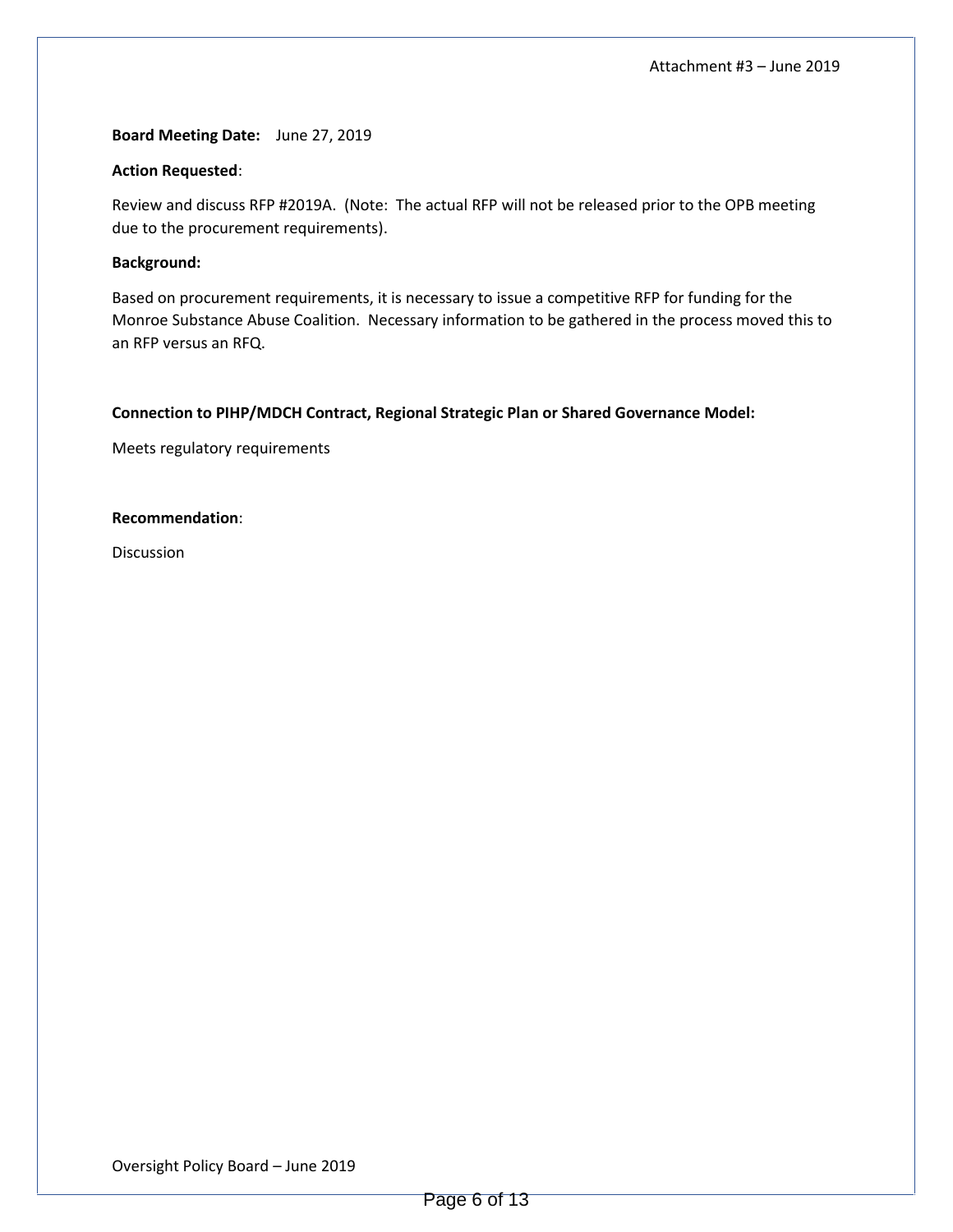Attachment #3 – June 2019

**Board Meeting Date:** June 27, 2019

**Action Requested**:

Review and discuss RFP #2019A. (Note: The actual RFP will not be released prior to the OPB meeting due to the procurement requirements).

**Background:**

Based on procurement requirements, it is necessary to issue a competitive RFP for funding for the Monroe Substance Abuse Coalition. Necessary information to be gathered in the process moved this to an RFP versus an RFQ.

**Connection to PIHP/MDCH Contract, Regional Strategic Plan or Shared Governance Model:**

Meets regulatory requirements

**Recommendation**:

Discussion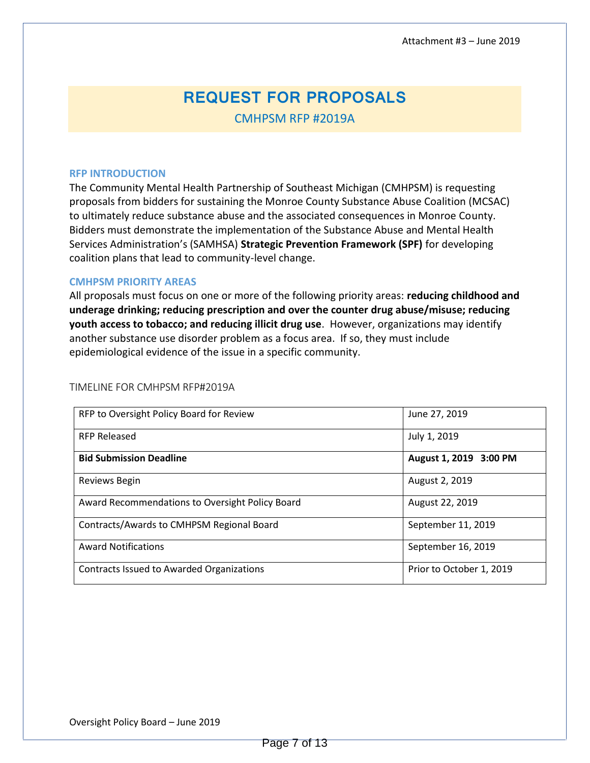# REQUEST FOR PROPOSALS

CMHPSM RFP #2019A

### RFP INTRODUCTION

The Community Mental Health Partnership of Southeast Michigan (CMHPSM) is requesting proposals from bidders for sustaining the Monroe County Substance Abuse Coalition (MCSAC) to ultimately reduce substance abuse and the associated consequences in Monroe County. Bidders must demonstrate the implementation of the Substance Abuse and Mental Health Services Administration's (SAMHSA) **Strategic Prevention Framework (SPF)** for developing coalition plans that lead to community-level change.

### CMHPSM PRIORITY AREAS

All proposals must focus on one or more of the following priority areas: **reducing childhood and underage drinking; reducing prescription and over the counter drug abuse/misuse; reducing youth access to tobacco; and reducing illicit drug use**. However, organizations may identify another substance use disorder problem as a focus area. If so, they must include epidemiological evidence of the issue in a specific community.

TIMELINE FOR CMHPSM RFP#2019A

| | |
|---|---|
| RFP to Oversight Policy Board for Review | June 27, 2019 |
| RFP Released | July 1, 2019 |
| **Bid Submission Deadline** | **August 1, 2019 3:00 PM** |
| Reviews Begin | August 2, 2019 |
| Award Recommendations to Oversight Policy Board | August 22, 2019 |
| Contracts/Awards to CMHPSM Regional Board | September 11, 2019 |
| Award Notifications | September 16, 2019 |
| Contracts Issued to Awarded Organizations | Prior to October 1, 2019 |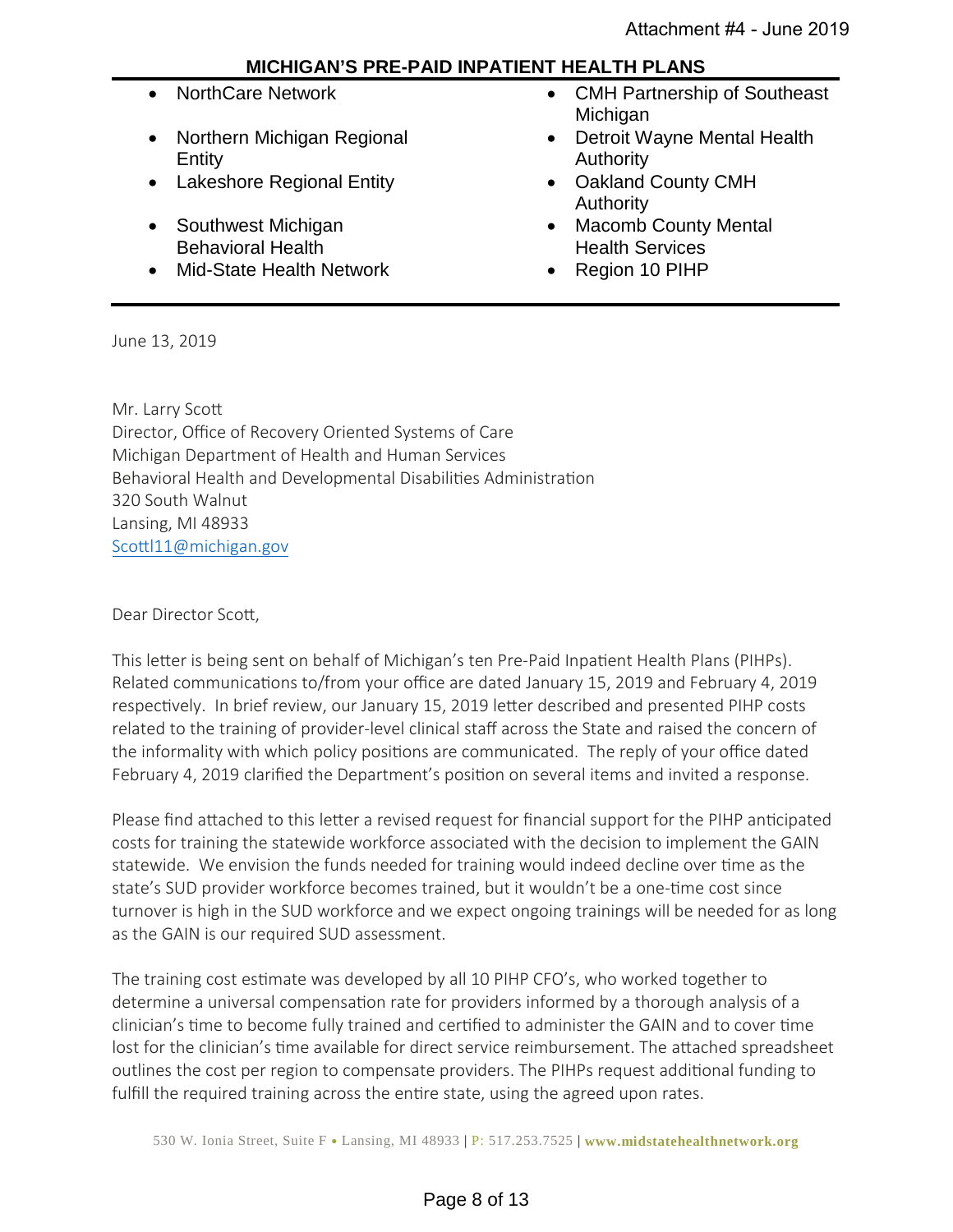Attachment #4 - June 2019

## MICHIGAN'S PRE-PAID INPATIENT HEALTH PLANS

- NorthCare Network
- Northern Michigan Regional Entity
- Lakeshore Regional Entity
- Southwest Michigan Behavioral Health
- Mid-State Health Network
- CMH Partnership of Southeast Michigan
- Detroit Wayne Mental Health Authority
- Oakland County CMH Authority
- Macomb County Mental Health Services
- Region 10 PIHP

June 13, 2019

Mr. Larry Scott
Director, Office of Recovery Oriented Systems of Care
Michigan Department of Health and Human Services
Behavioral Health and Developmental Disabilities Administration
320 South Walnut
Lansing, MI 48933
Scottl11@michigan.gov

Dear Director Scott,

This letter is being sent on behalf of Michigan's ten Pre-Paid Inpatient Health Plans (PIHPs). Related communications to/from your office are dated January 15, 2019 and February 4, 2019 respectively. In brief review, our January 15, 2019 letter described and presented PIHP costs related to the training of provider-level clinical staff across the State and raised the concern of the informality with which policy positions are communicated. The reply of your office dated February 4, 2019 clarified the Department's position on several items and invited a response.

Please find attached to this letter a revised request for financial support for the PIHP anticipated costs for training the statewide workforce associated with the decision to implement the GAIN statewide. We envision the funds needed for training would indeed decline over time as the state's SUD provider workforce becomes trained, but it wouldn't be a one-time cost since turnover is high in the SUD workforce and we expect ongoing trainings will be needed for as long as the GAIN is our required SUD assessment.

The training cost estimate was developed by all 10 PIHP CFO's, who worked together to determine a universal compensation rate for providers informed by a thorough analysis of a clinician's time to become fully trained and certified to administer the GAIN and to cover time lost for the clinician's time available for direct service reimbursement. The attached spreadsheet outlines the cost per region to compensate providers. The PIHPs request additional funding to fulfill the required training across the entire state, using the agreed upon rates.

530 W. Ionia Street, Suite F • Lansing, MI 48933 | P: 517.253.7525 | www.midstatehealthnetwork.org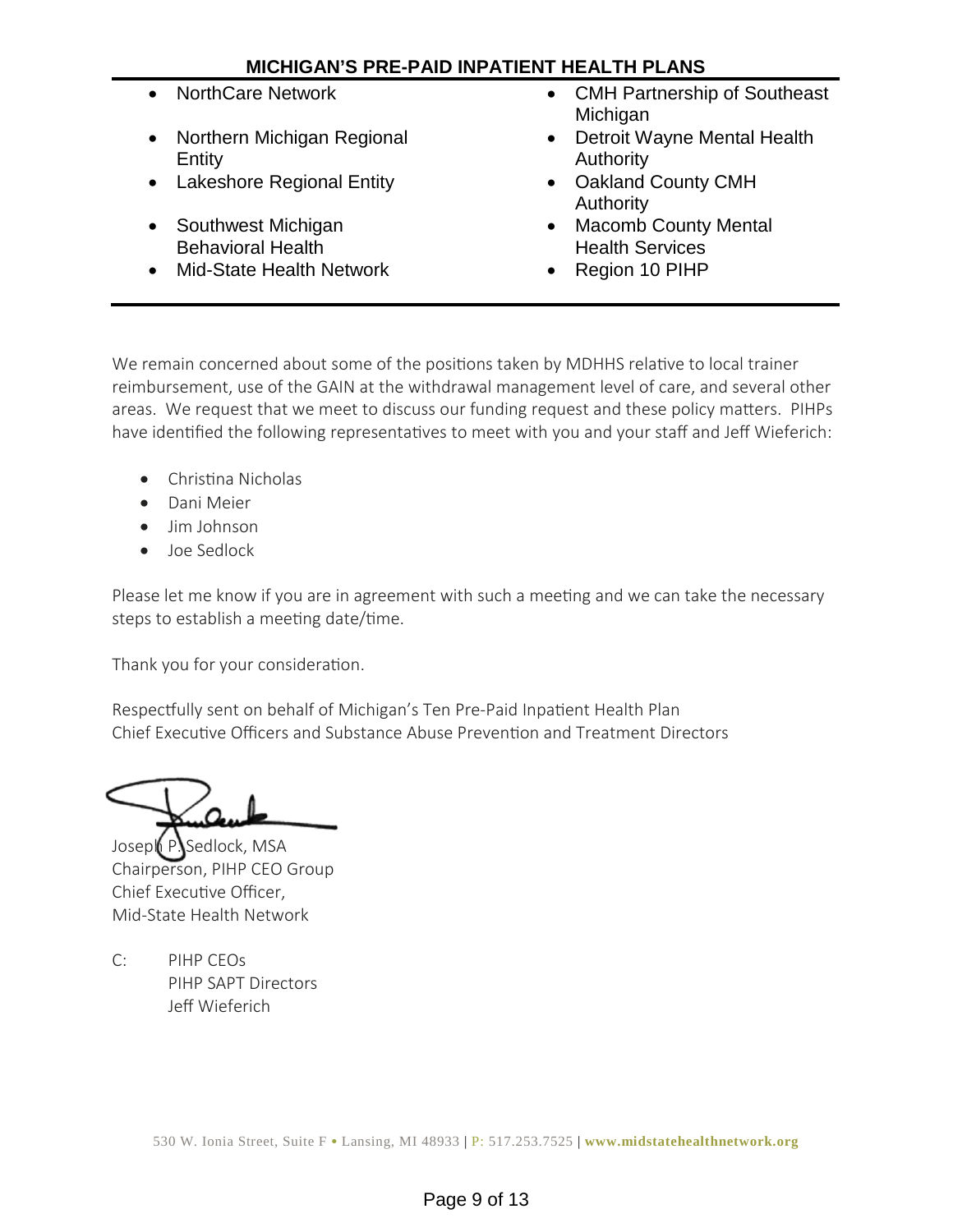**MICHIGAN'S PRE-PAID INPATIENT HEALTH PLANS**

- NorthCare Network
- Northern Michigan Regional Entity
- Lakeshore Regional Entity
- Southwest Michigan Behavioral Health
- Mid-State Health Network
- CMH Partnership of Southeast Michigan
- Detroit Wayne Mental Health Authority
- Oakland County CMH Authority
- Macomb County Mental Health Services
- Region 10 PIHP

---

We remain concerned about some of the positions taken by MDHHS relative to local trainer reimbursement, use of the GAIN at the withdrawal management level of care, and several other areas. We request that we meet to discuss our funding request and these policy matters. PIHPs have identified the following representatives to meet with you and your staff and Jeff Wieferich:

- Christina Nicholas
- Dani Meier
- Jim Johnson
- Joe Sedlock

Please let me know if you are in agreement with such a meeting and we can take the necessary steps to establish a meeting date/time.

Thank you for your consideration.

Respectfully sent on behalf of Michigan's Ten Pre-Paid Inpatient Health Plan Chief Executive Officers and Substance Abuse Prevention and Treatment Directors

Joseph P. Sedlock, MSA
Chairperson, PIHP CEO Group
Chief Executive Officer,
Mid-State Health Network

C: PIHP CEOs
PIHP SAPT Directors
Jeff Wieferich

530 W. Ionia Street, Suite F • Lansing, MI 48933 | P: 517.253.7525 | **www.midstatehealthnetwork.org**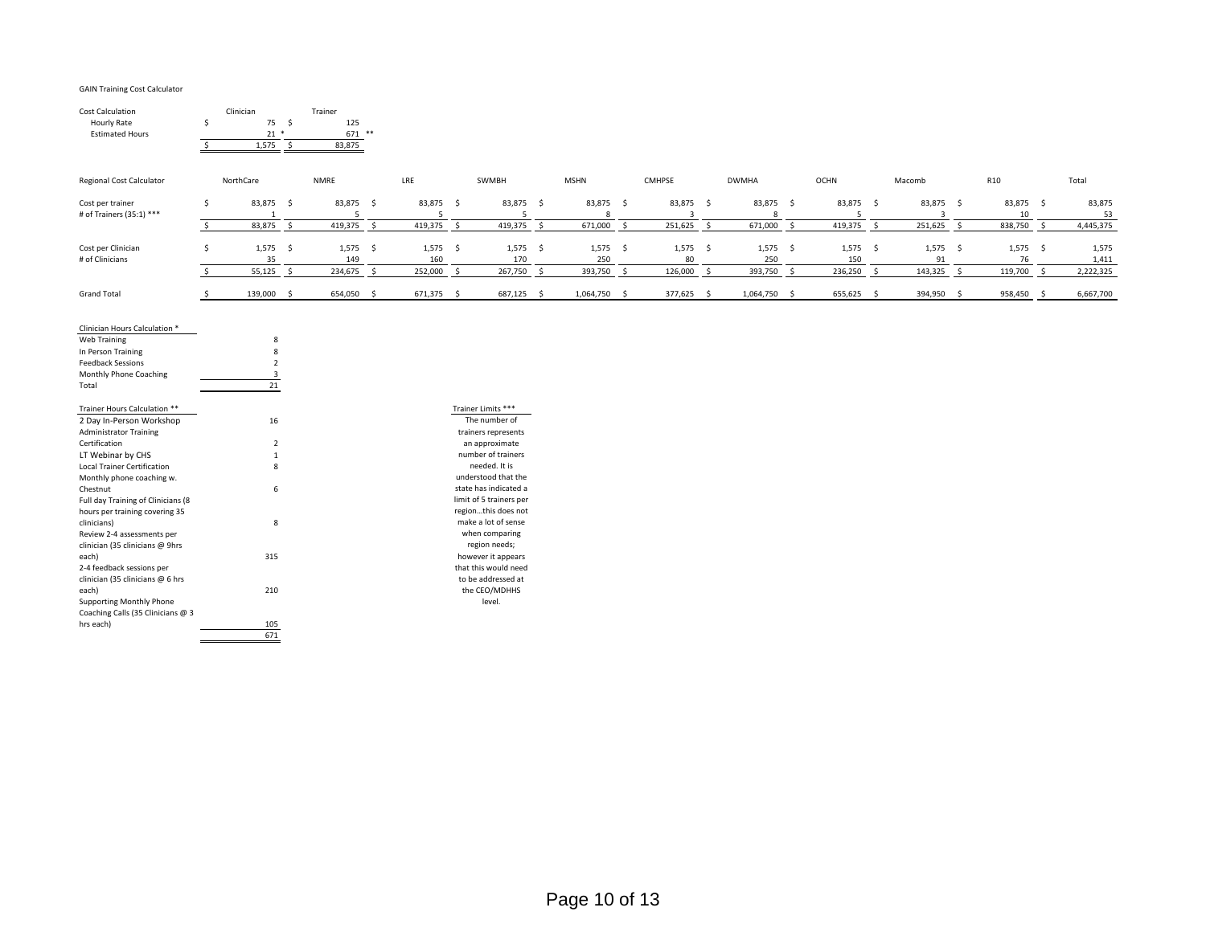GAIN Training Cost Calculator

| Cost Calculation | Clinician | Trainer |
|---|---|---|
| Hourly Rate | $ 75 | $ 125 |
| Estimated Hours | 21 * | 671 ** |
| | $ 1,575 | $ 83,875 |

| Regional Cost Calculator | NorthCare | NMRE | LRE | SWMBH | MSHN | CMHPSE | DWMHA | OCHN | Macomb | R10 | Total |
|---|---|---|---|---|---|---|---|---|---|---|---|
| Cost per trainer | $ 83,875 | $ 83,875 | $ 83,875 | $ 83,875 | $ 83,875 | $ 83,875 | $ 83,875 | $ 83,875 | $ 83,875 | $ 83,875 | $ 83,875 |
| # of Trainers (35:1) *** | 1 | 5 | 5 | 5 | 8 | 3 | 8 | 5 | 3 | 10 | 53 |
| | $ 83,875 | $ 419,375 | $ 419,375 | $ 419,375 | $ 671,000 | $ 251,625 | $ 671,000 | $ 419,375 | $ 251,625 | $ 838,750 | $ 4,445,375 |
| Cost per Clinician | $ 1,575 | $ 1,575 | $ 1,575 | $ 1,575 | $ 1,575 | $ 1,575 | $ 1,575 | $ 1,575 | $ 1,575 | $ 1,575 | $ 1,575 |
| # of Clinicians | 35 | 149 | 160 | 170 | 250 | 80 | 250 | 150 | 91 | 76 | 1,411 |
| | $ 55,125 | $ 234,675 | $ 252,000 | $ 267,750 | $ 393,750 | $ 126,000 | $ 393,750 | $ 236,250 | $ 143,325 | $ 119,700 | $ 2,222,325 |
| Grand Total | $ 139,000 | $ 654,050 | $ 671,375 | $ 687,125 | $ 1,064,750 | $ 377,625 | $ 1,064,750 | $ 655,625 | $ 394,950 | $ 958,450 | $ 6,667,700 |

| Clinician Hours Calculation * | |
|---|---|
| Web Training | 8 |
| In Person Training | 8 |
| Feedback Sessions | 2 |
| Monthly Phone Coaching | 3 |
| Total | 21 |

| Trainer Hours Calculation ** | |
|---|---|
| 2 Day In-Person Workshop | 16 |
| Administrator Training Certification | 2 |
| LT Webinar by CHS | 1 |
| Local Trainer Certification | 8 |
| Monthly phone coaching w. Chestnut | 6 |
| Full day Training of Clinicians (8 hours per training covering 35 clinicians) | 8 |
| Review 2-4 assessments per clinician (35 clinicians @ 9hrs each) | 315 |
| 2-4 feedback sessions per clinician (35 clinicians @ 6 hrs each) | 210 |
| Supporting Monthly Phone Coaching Calls (35 Clinicians @ 3 hrs each) | 105 |
| | 671 |

Trainer Limits ***

The number of trainers represents an approximate number of trainers needed. It is understood that the state has indicated a limit of 5 trainers per region…this does not make a lot of sense when comparing region needs; however it appears that this would need to be addressed at the CEO/MDHHS level.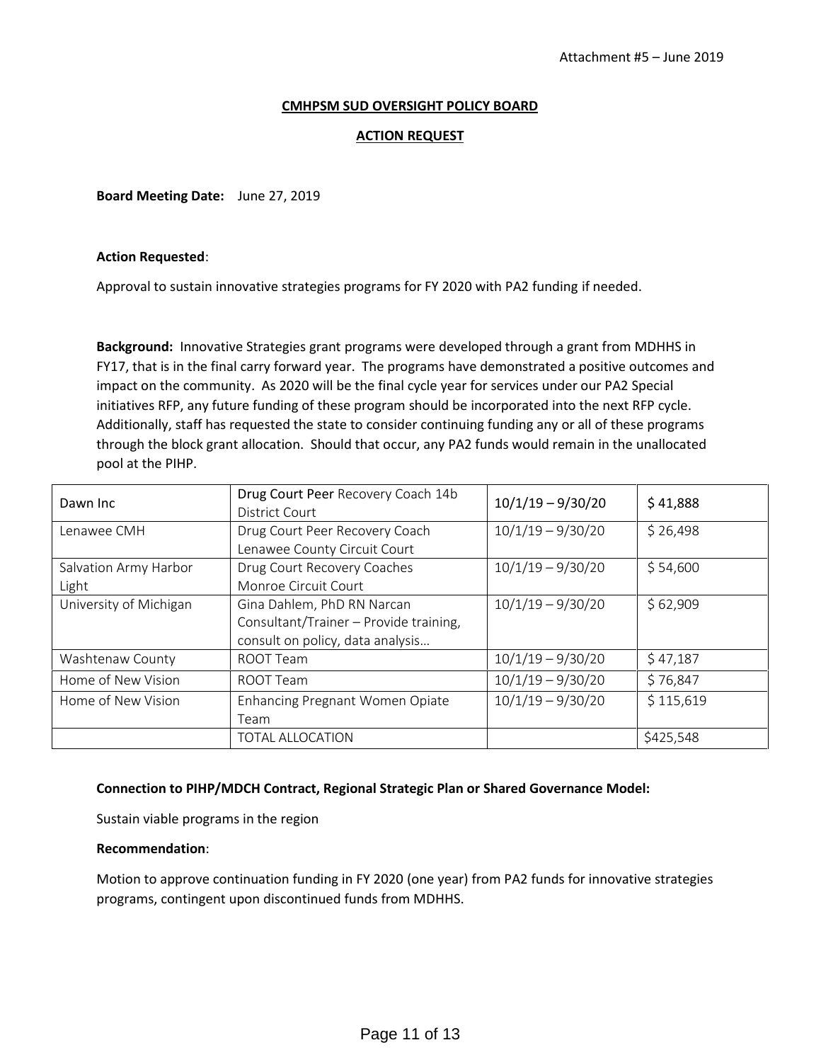Attachment #5 – June 2019

**CMHPSM SUD OVERSIGHT POLICY BOARD**

**ACTION REQUEST**

**Board Meeting Date:** June 27, 2019

**Action Requested**:

Approval to sustain innovative strategies programs for FY 2020 with PA2 funding if needed.

**Background:** Innovative Strategies grant programs were developed through a grant from MDHHS in FY17, that is in the final carry forward year. The programs have demonstrated a positive outcomes and impact on the community. As 2020 will be the final cycle year for services under our PA2 Special initiatives RFP, any future funding of these program should be incorporated into the next RFP cycle. Additionally, staff has requested the state to consider continuing funding any or all of these programs through the block grant allocation. Should that occur, any PA2 funds would remain in the unallocated pool at the PIHP.

| | | | |
|---|---|---|---|
| Dawn Inc | Drug Court Peer Recovery Coach 14b District Court | 10/1/19 – 9/30/20 | $ 41,888 |
| Lenawee CMH | Drug Court Peer Recovery Coach Lenawee County Circuit Court | 10/1/19 – 9/30/20 | $ 26,498 |
| Salvation Army Harbor Light | Drug Court Recovery Coaches Monroe Circuit Court | 10/1/19 – 9/30/20 | $ 54,600 |
| University of Michigan | Gina Dahlem, PhD RN Narcan Consultant/Trainer – Provide training, consult on policy, data analysis… | 10/1/19 – 9/30/20 | $ 62,909 |
| Washtenaw County | ROOT Team | 10/1/19 – 9/30/20 | $ 47,187 |
| Home of New Vision | ROOT Team | 10/1/19 – 9/30/20 | $ 76,847 |
| Home of New Vision | Enhancing Pregnant Women Opiate Team | 10/1/19 – 9/30/20 | $ 115,619 |
| | TOTAL ALLOCATION | | $425,548 |

**Connection to PIHP/MDCH Contract, Regional Strategic Plan or Shared Governance Model:**

Sustain viable programs in the region

**Recommendation**:

Motion to approve continuation funding in FY 2020 (one year) from PA2 funds for innovative strategies programs, contingent upon discontinued funds from MDHHS.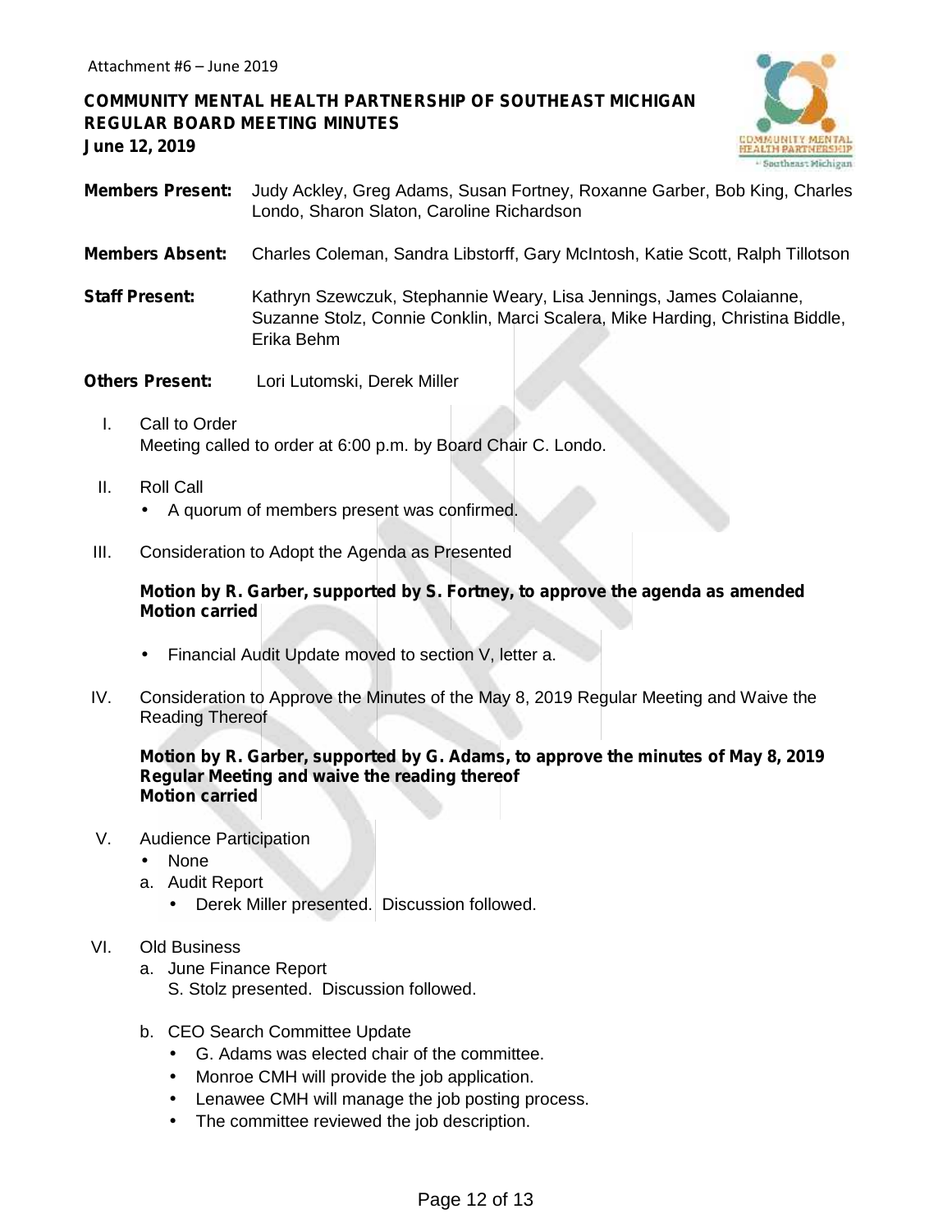Attachment #6 – June 2019

**COMMUNITY MENTAL HEALTH PARTNERSHIP OF SOUTHEAST MICHIGAN**
**REGULAR BOARD MEETING MINUTES**
**June 12, 2019**

**Members Present:** Judy Ackley, Greg Adams, Susan Fortney, Roxanne Garber, Bob King, Charles Londo, Sharon Slaton, Caroline Richardson

**Members Absent:** Charles Coleman, Sandra Libstorff, Gary McIntosh, Katie Scott, Ralph Tillotson

**Staff Present:** Kathryn Szewczuk, Stephannie Weary, Lisa Jennings, James Colaianne, Suzanne Stolz, Connie Conklin, Marci Scalera, Mike Harding, Christina Biddle, Erika Behm

**Others Present:** Lori Lutomski, Derek Miller

I. Call to Order
   Meeting called to order at 6:00 p.m. by Board Chair C. Londo.

II. Roll Call
   - A quorum of members present was confirmed.

III. Consideration to Adopt the Agenda as Presented

   **Motion by R. Garber, supported by S. Fortney, to approve the agenda as amended**
   **Motion carried**

   - Financial Audit Update moved to section V, letter a.

IV. Consideration to Approve the Minutes of the May 8, 2019 Regular Meeting and Waive the Reading Thereof

   **Motion by R. Garber, supported by G. Adams, to approve the minutes of May 8, 2019 Regular Meeting and waive the reading thereof**
   **Motion carried**

V. Audience Participation
   - None

   a. Audit Report
      - Derek Miller presented. Discussion followed.

VI. Old Business
   a. June Finance Report
      S. Stolz presented. Discussion followed.

   b. CEO Search Committee Update
      - G. Adams was elected chair of the committee.
      - Monroe CMH will provide the job application.
      - Lenawee CMH will manage the job posting process.
      - The committee reviewed the job description.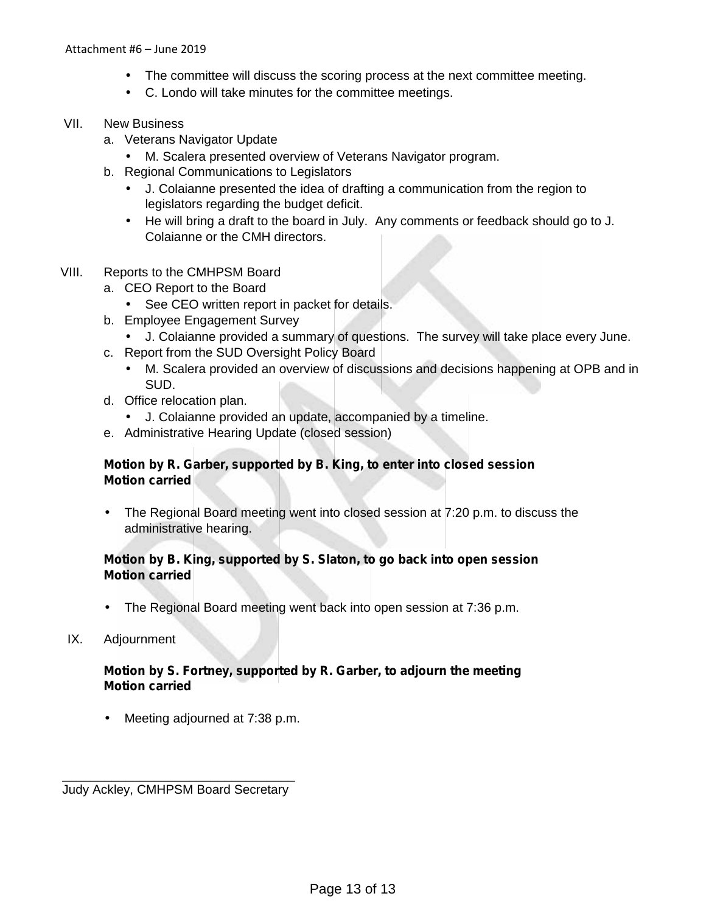Attachment #6 – June 2019

- The committee will discuss the scoring process at the next committee meeting.
- C. Londo will take minutes for the committee meetings.

VII. New Business

a. Veterans Navigator Update
   - M. Scalera presented overview of Veterans Navigator program.

b. Regional Communications to Legislators
   - J. Colaianne presented the idea of drafting a communication from the region to legislators regarding the budget deficit.
   - He will bring a draft to the board in July. Any comments or feedback should go to J. Colaianne or the CMH directors.

VIII. Reports to the CMHPSM Board

a. CEO Report to the Board
   - See CEO written report in packet for details.

b. Employee Engagement Survey
   - J. Colaianne provided a summary of questions. The survey will take place every June.

c. Report from the SUD Oversight Policy Board
   - M. Scalera provided an overview of discussions and decisions happening at OPB and in SUD.

d. Office relocation plan.
   - J. Colaianne provided an update, accompanied by a timeline.

e. Administrative Hearing Update (closed session)

**Motion by R. Garber, supported by B. King, to enter into closed session**
**Motion carried**

- The Regional Board meeting went into closed session at 7:20 p.m. to discuss the administrative hearing.

**Motion by B. King, supported by S. Slaton, to go back into open session**
**Motion carried**

- The Regional Board meeting went back into open session at 7:36 p.m.

IX. Adjournment

**Motion by S. Fortney, supported by R. Garber, to adjourn the meeting**
**Motion carried**

- Meeting adjourned at 7:38 p.m.

\_\_\_\_\_\_\_\_\_\_\_\_\_\_\_\_\_\_\_\_\_\_\_\_\_\_\_\_\_\_\_\_\_\_
Judy Ackley, CMHPSM Board Secretary